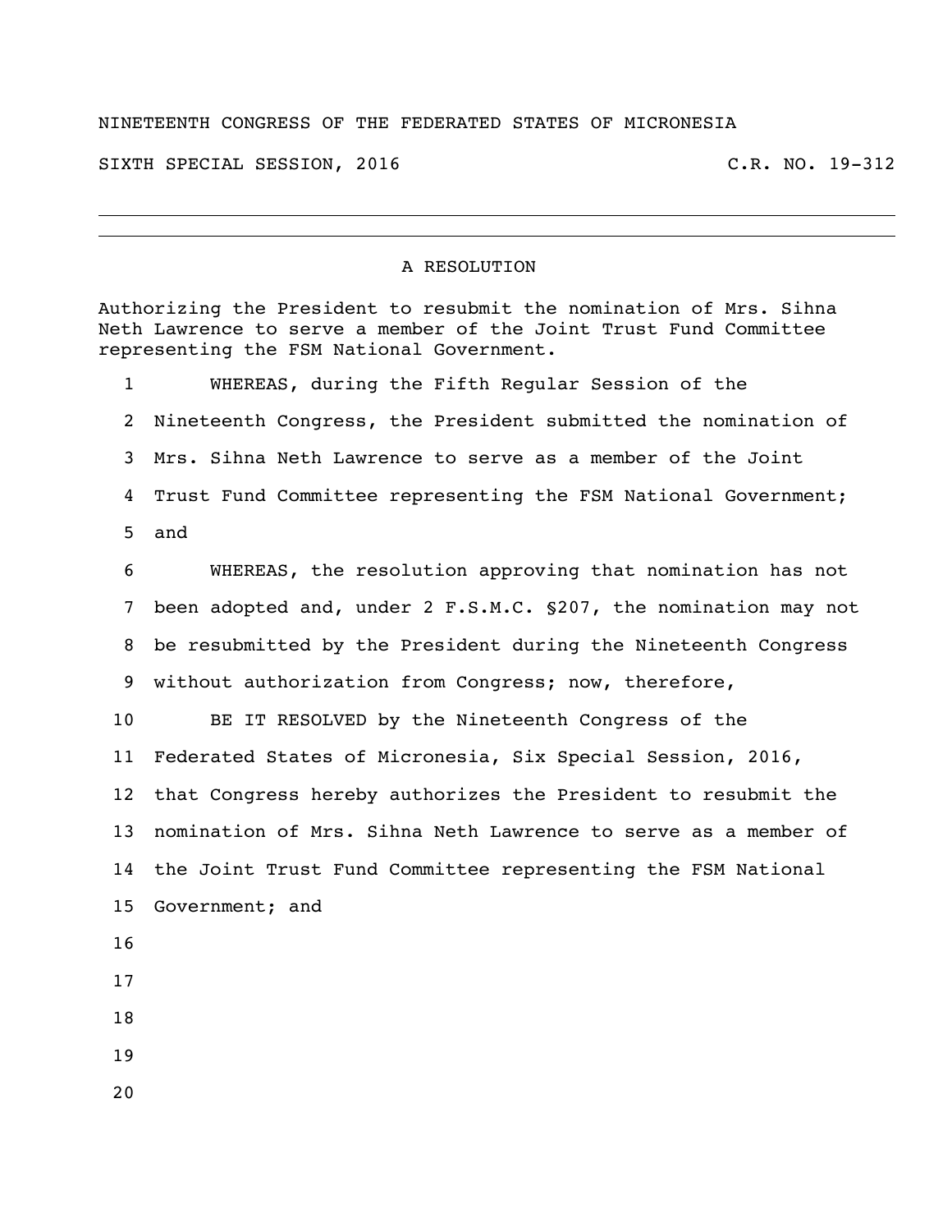NINETEENTH CONGRESS OF THE FEDERATED STATES OF MICRONESIA

SIXTH SPECIAL SESSION, 2016 C.R. NO. 19-312

---

## A RESOLUTION

Authorizing the President to resubmit the nomination of Mrs. Sihna Neth Lawrence to serve a member of the Joint Trust Fund Committee representing the FSM National Government.

WHEREAS, during the Fifth Regular Session of the Nineteenth Congress, the President submitted the nomination of Mrs. Sihna Neth Lawrence to serve as a member of the Joint Trust Fund Committee representing the FSM National Government; and

WHEREAS, the resolution approving that nomination has not been adopted and, under 2 F.S.M.C. §207, the nomination may not be resubmitted by the President during the Nineteenth Congress without authorization from Congress; now, therefore,

BE IT RESOLVED by the Nineteenth Congress of the Federated States of Micronesia, Six Special Session, 2016, that Congress hereby authorizes the President to resubmit the nomination of Mrs. Sihna Neth Lawrence to serve as a member of the Joint Trust Fund Committee representing the FSM National Government; and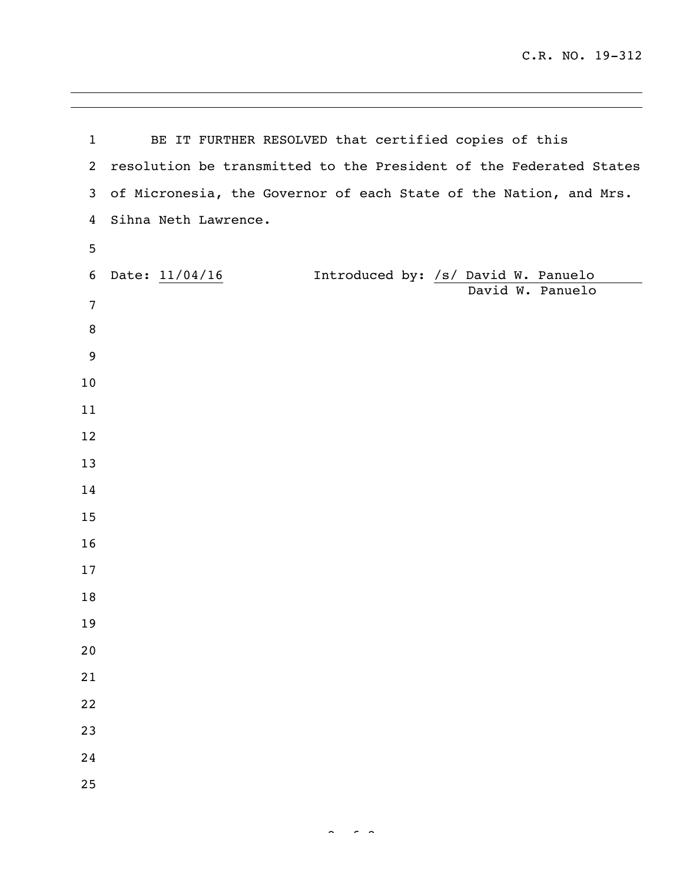BE IT FURTHER RESOLVED that certified copies of this resolution be transmitted to the President of the Federated States of Micronesia, the Governor of each State of the Nation, and Mrs. Sihna Neth Lawrence.

Date: 11/04/16    Introduced by: /s/ David W. Panuelo

David W. Panuelo